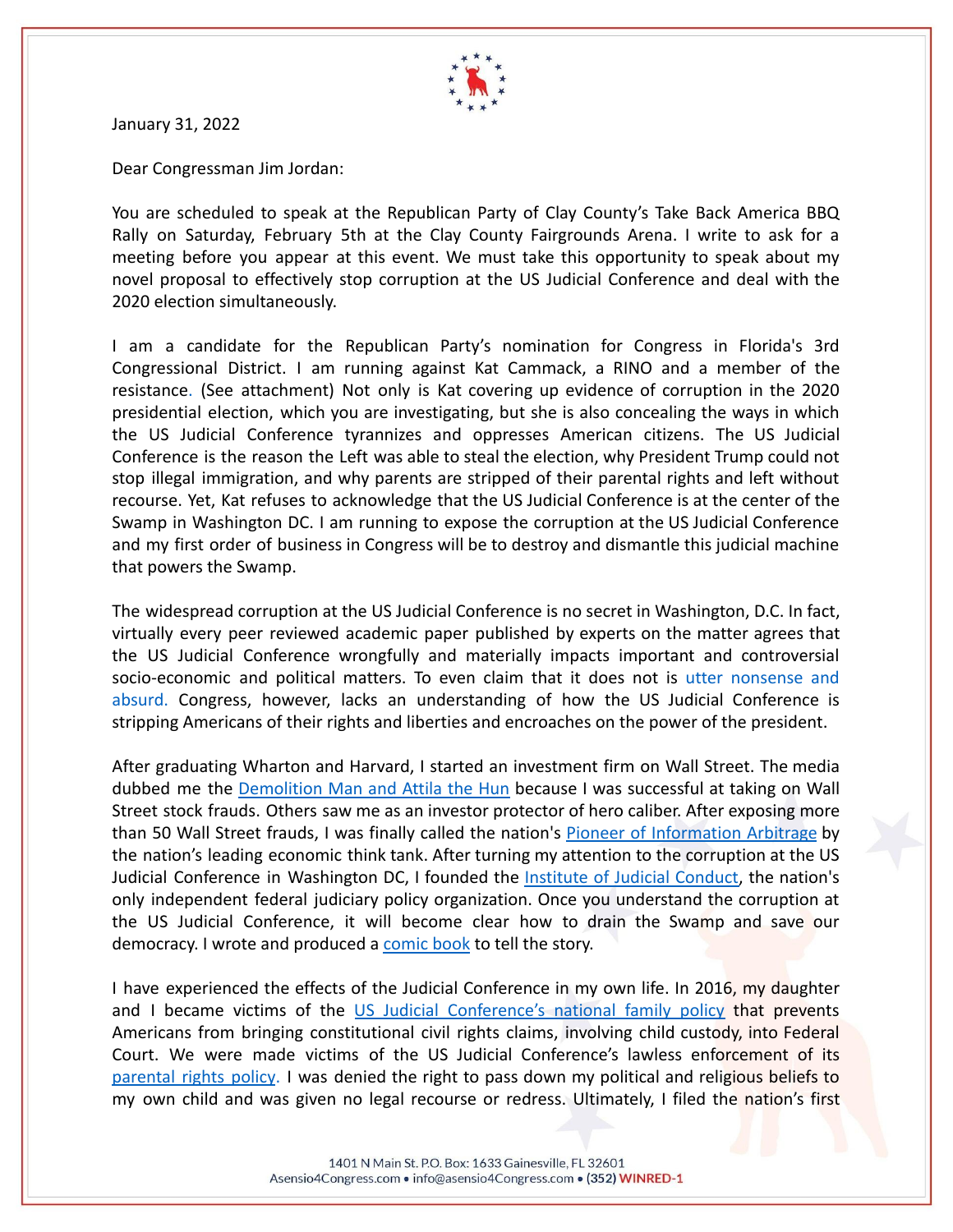January 31, 2022

Dear Congressman Jim Jordan:

You are scheduled to speak at the Republican Party of Clay County's Take Back America BBQ Rally on Saturday, February 5th at the Clay County Fairgrounds Arena. I write to ask for a meeting before you appear at this event. We must take this opportunity to speak about my novel proposal to effectively stop corruption at the US Judicial Conference and deal with the 2020 election simultaneously.

I am a candidate for the Republican Party's nomination for Congress in Florida's 3rd Congressional District. I am running against Kat Cammack, a RINO and a member of the resistance. (See attachment) Not only is Kat covering up evidence of corruption in the 2020 presidential election, which you are investigating, but she is also concealing the ways in which the US Judicial Conference tyrannizes and oppresses American citizens. The US Judicial Conference is the reason the Left was able to steal the election, why President Trump could not stop illegal immigration, and why parents are stripped of their parental rights and left without recourse. Yet, Kat refuses to acknowledge that the US Judicial Conference is at the center of the Swamp in Washington DC. I am running to expose the corruption at the US Judicial Conference and my first order of business in Congress will be to destroy and dismantle this judicial machine that powers the Swamp.

The widespread corruption at the US Judicial Conference is no secret in Washington, D.C. In fact, virtually every peer reviewed academic paper published by experts on the matter agrees that the US Judicial Conference wrongfully and materially impacts important and controversial socio-economic and political matters. To even claim that it does not is utter nonsense and absurd. Congress, however, lacks an understanding of how the US Judicial Conference is stripping Americans of their rights and liberties and encroaches on the power of the president.

After graduating Wharton and Harvard, I started an investment firm on Wall Street. The media dubbed me the Demolition Man and Attila the Hun because I was successful at taking on Wall Street stock frauds. Others saw me as an investor protector of hero caliber. After exposing more than 50 Wall Street frauds, I was finally called the nation's Pioneer of Information Arbitrage by the nation's leading economic think tank. After turning my attention to the corruption at the US Judicial Conference in Washington DC, I founded the Institute of Judicial Conduct, the nation's only independent federal judiciary policy organization. Once you understand the corruption at the US Judicial Conference, it will become clear how to drain the Swamp and save our democracy. I wrote and produced a comic book to tell the story.

I have experienced the effects of the Judicial Conference in my own life. In 2016, my daughter and I became victims of the US Judicial Conference's national family policy that prevents Americans from bringing constitutional civil rights claims, involving child custody, into Federal Court. We were made victims of the US Judicial Conference's lawless enforcement of its parental rights policy. I was denied the right to pass down my political and religious beliefs to my own child and was given no legal recourse or redress. Ultimately, I filed the nation's first

1401 N Main St. P.O. Box: 1633 Gainesville, FL 32601
Asensio4Congress.com • info@asensio4Congress.com • (352) WINRED-1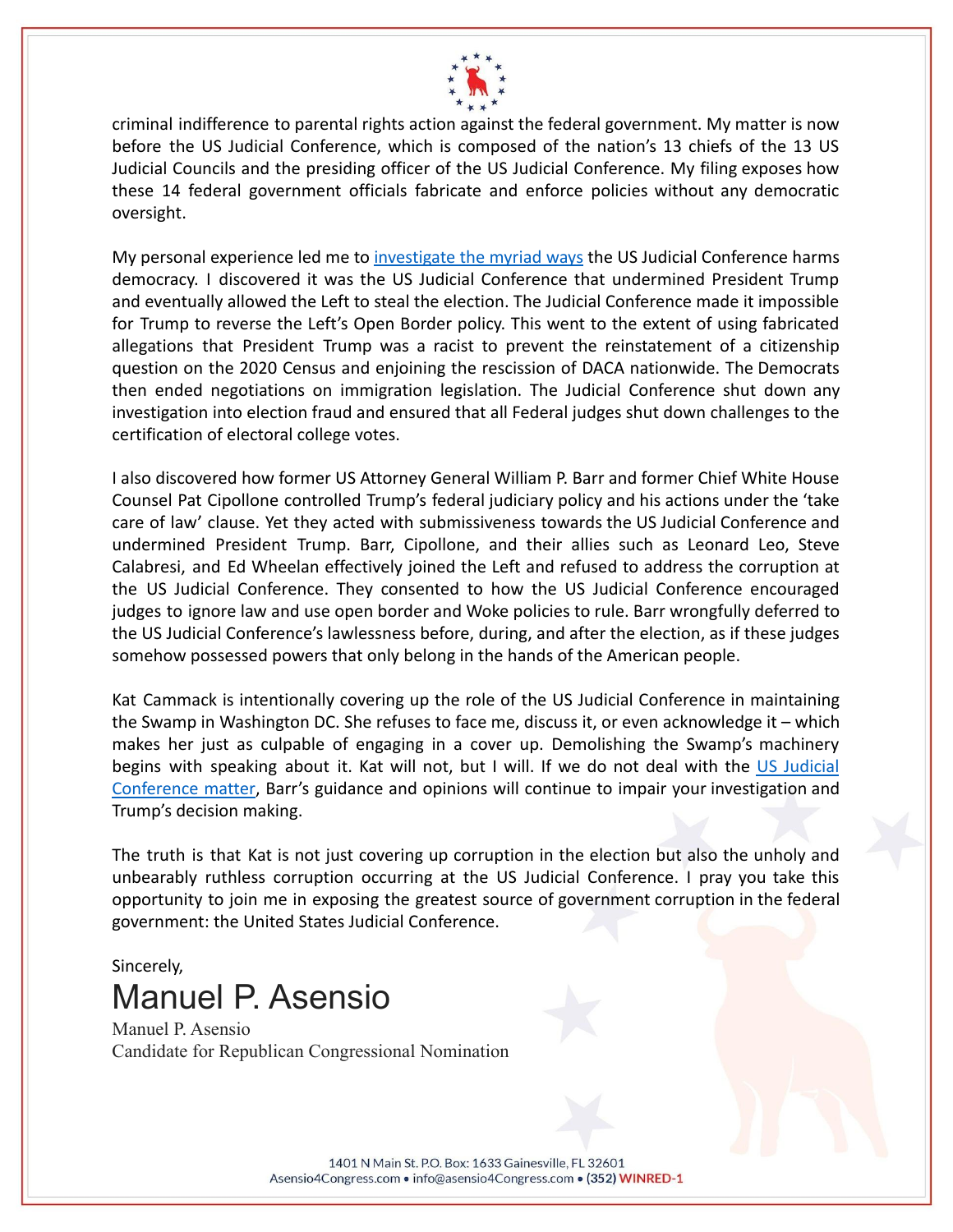criminal indifference to parental rights action against the federal government. My matter is now before the US Judicial Conference, which is composed of the nation's 13 chiefs of the 13 US Judicial Councils and the presiding officer of the US Judicial Conference. My filing exposes how these 14 federal government officials fabricate and enforce policies without any democratic oversight.

My personal experience led me to investigate the myriad ways the US Judicial Conference harms democracy. I discovered it was the US Judicial Conference that undermined President Trump and eventually allowed the Left to steal the election. The Judicial Conference made it impossible for Trump to reverse the Left's Open Border policy. This went to the extent of using fabricated allegations that President Trump was a racist to prevent the reinstatement of a citizenship question on the 2020 Census and enjoining the rescission of DACA nationwide. The Democrats then ended negotiations on immigration legislation. The Judicial Conference shut down any investigation into election fraud and ensured that all Federal judges shut down challenges to the certification of electoral college votes.

I also discovered how former US Attorney General William P. Barr and former Chief White House Counsel Pat Cipollone controlled Trump's federal judiciary policy and his actions under the 'take care of law' clause. Yet they acted with submissiveness towards the US Judicial Conference and undermined President Trump. Barr, Cipollone, and their allies such as Leonard Leo, Steve Calabresi, and Ed Wheelan effectively joined the Left and refused to address the corruption at the US Judicial Conference. They consented to how the US Judicial Conference encouraged judges to ignore law and use open border and Woke policies to rule. Barr wrongfully deferred to the US Judicial Conference's lawlessness before, during, and after the election, as if these judges somehow possessed powers that only belong in the hands of the American people.

Kat Cammack is intentionally covering up the role of the US Judicial Conference in maintaining the Swamp in Washington DC. She refuses to face me, discuss it, or even acknowledge it – which makes her just as culpable of engaging in a cover up. Demolishing the Swamp's machinery begins with speaking about it. Kat will not, but I will. If we do not deal with the US Judicial Conference matter, Barr's guidance and opinions will continue to impair your investigation and Trump's decision making.

The truth is that Kat is not just covering up corruption in the election but also the unholy and unbearably ruthless corruption occurring at the US Judicial Conference. I pray you take this opportunity to join me in exposing the greatest source of government corruption in the federal government: the United States Judicial Conference.

Sincerely,

Manuel P. Asensio

Manuel P. Asensio
Candidate for Republican Congressional Nomination

1401 N Main St. P.O. Box: 1633 Gainesville, FL 32601
Asensio4Congress.com • info@asensio4Congress.com • (352) WINRED-1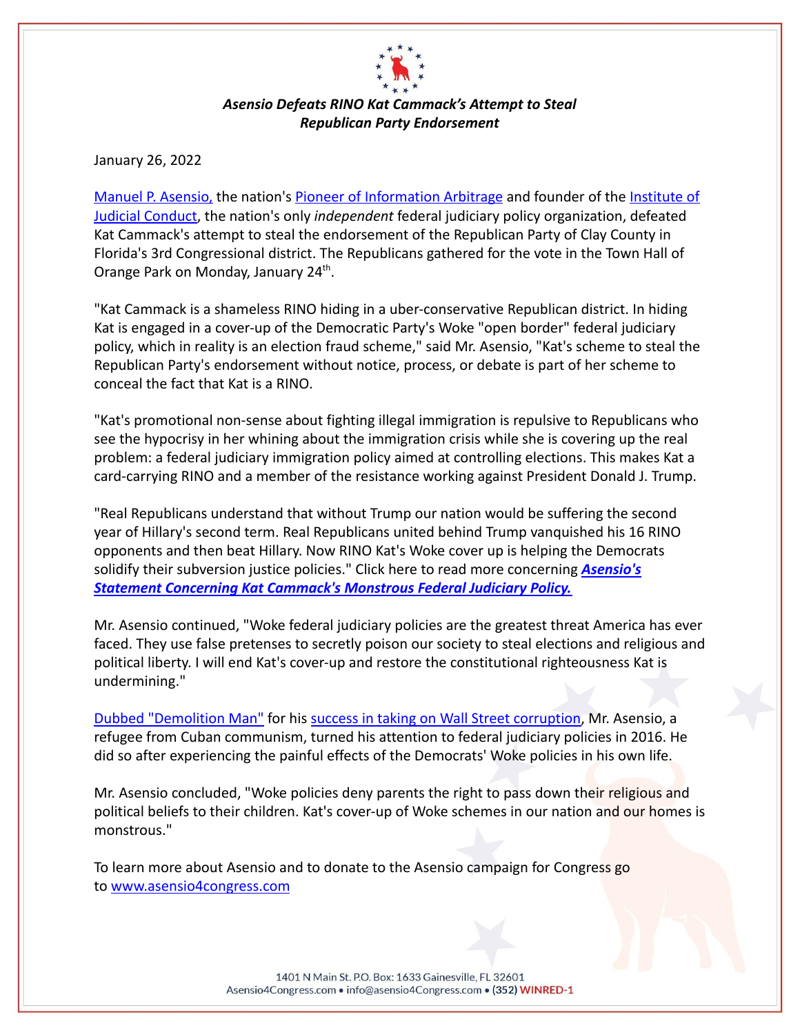***Asensio Defeats RINO Kat Cammack's Attempt to Steal Republican Party Endorsement***

January 26, 2022

Manuel P. Asensio, the nation's Pioneer of Information Arbitrage and founder of the Institute of Judicial Conduct, the nation's only *independent* federal judiciary policy organization, defeated Kat Cammack's attempt to steal the endorsement of the Republican Party of Clay County in Florida's 3rd Congressional district. The Republicans gathered for the vote in the Town Hall of Orange Park on Monday, January 24th.

"Kat Cammack is a shameless RINO hiding in a uber-conservative Republican district. In hiding Kat is engaged in a cover-up of the Democratic Party's Woke "open border" federal judiciary policy, which in reality is an election fraud scheme," said Mr. Asensio, "Kat's scheme to steal the Republican Party's endorsement without notice, process, or debate is part of her scheme to conceal the fact that Kat is a RINO.

"Kat's promotional non-sense about fighting illegal immigration is repulsive to Republicans who see the hypocrisy in her whining about the immigration crisis while she is covering up the real problem: a federal judiciary immigration policy aimed at controlling elections. This makes Kat a card-carrying RINO and a member of the resistance working against President Donald J. Trump.

"Real Republicans understand that without Trump our nation would be suffering the second year of Hillary's second term. Real Republicans united behind Trump vanquished his 16 RINO opponents and then beat Hillary. Now RINO Kat's Woke cover up is helping the Democrats solidify their subversion justice policies." Click here to read more concerning ***Asensio's Statement Concerning Kat Cammack's Monstrous Federal Judiciary Policy.***

Mr. Asensio continued, "Woke federal judiciary policies are the greatest threat America has ever faced. They use false pretenses to secretly poison our society to steal elections and religious and political liberty. I will end Kat's cover-up and restore the constitutional righteousness Kat is undermining."

Dubbed "Demolition Man" for his success in taking on Wall Street corruption, Mr. Asensio, a refugee from Cuban communism, turned his attention to federal judiciary policies in 2016. He did so after experiencing the painful effects of the Democrats' Woke policies in his own life.

Mr. Asensio concluded, "Woke policies deny parents the right to pass down their religious and political beliefs to their children. Kat's cover-up of Woke schemes in our nation and our homes is monstrous."

To learn more about Asensio and to donate to the Asensio campaign for Congress go to www.asensio4congress.com

1401 N Main St. P.O. Box: 1633 Gainesville, FL 32601
Asensio4Congress.com • info@asensio4Congress.com • (352) WINRED-1